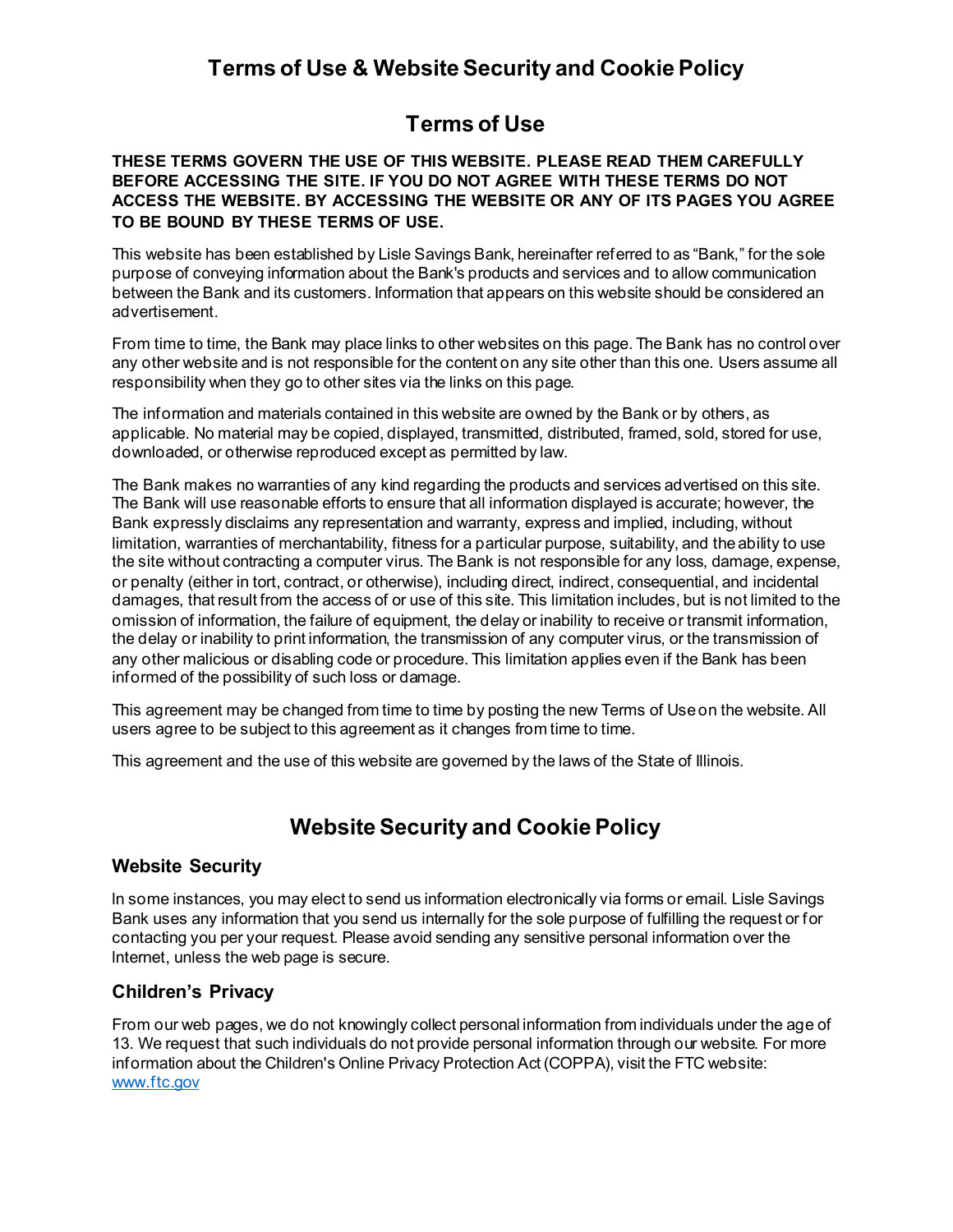# Terms of Use & Website Security and Cookie Policy

## Terms of Use

**THESE TERMS GOVERN THE USE OF THIS WEBSITE. PLEASE READ THEM CAREFULLY BEFORE ACCESSING THE SITE. IF YOU DO NOT AGREE WITH THESE TERMS DO NOT ACCESS THE WEBSITE. BY ACCESSING THE WEBSITE OR ANY OF ITS PAGES YOU AGREE TO BE BOUND BY THESE TERMS OF USE.**

This website has been established by Lisle Savings Bank, hereinafter referred to as "Bank," for the sole purpose of conveying information about the Bank's products and services and to allow communication between the Bank and its customers. Information that appears on this website should be considered an advertisement.

From time to time, the Bank may place links to other websites on this page. The Bank has no control over any other website and is not responsible for the content on any site other than this one. Users assume all responsibility when they go to other sites via the links on this page.

The information and materials contained in this website are owned by the Bank or by others, as applicable. No material may be copied, displayed, transmitted, distributed, framed, sold, stored for use, downloaded, or otherwise reproduced except as permitted by law.

The Bank makes no warranties of any kind regarding the products and services advertised on this site. The Bank will use reasonable efforts to ensure that all information displayed is accurate; however, the Bank expressly disclaims any representation and warranty, express and implied, including, without limitation, warranties of merchantability, fitness for a particular purpose, suitability, and the ability to use the site without contracting a computer virus. The Bank is not responsible for any loss, damage, expense, or penalty (either in tort, contract, or otherwise), including direct, indirect, consequential, and incidental damages, that result from the access of or use of this site. This limitation includes, but is not limited to the omission of information, the failure of equipment, the delay or inability to receive or transmit information, the delay or inability to print information, the transmission of any computer virus, or the transmission of any other malicious or disabling code or procedure. This limitation applies even if the Bank has been informed of the possibility of such loss or damage.

This agreement may be changed from time to time by posting the new Terms of Use on the website. All users agree to be subject to this agreement as it changes from time to time.

This agreement and the use of this website are governed by the laws of the State of Illinois.

## Website Security and Cookie Policy

### Website Security

In some instances, you may elect to send us information electronically via forms or email. Lisle Savings Bank uses any information that you send us internally for the sole purpose of fulfilling the request or for contacting you per your request. Please avoid sending any sensitive personal information over the Internet, unless the web page is secure.

### Children's Privacy

From our web pages, we do not knowingly collect personal information from individuals under the age of 13. We request that such individuals do not provide personal information through our website. For more information about the Children's Online Privacy Protection Act (COPPA), visit the FTC website: [www.ftc.gov](http://www.ftc.gov)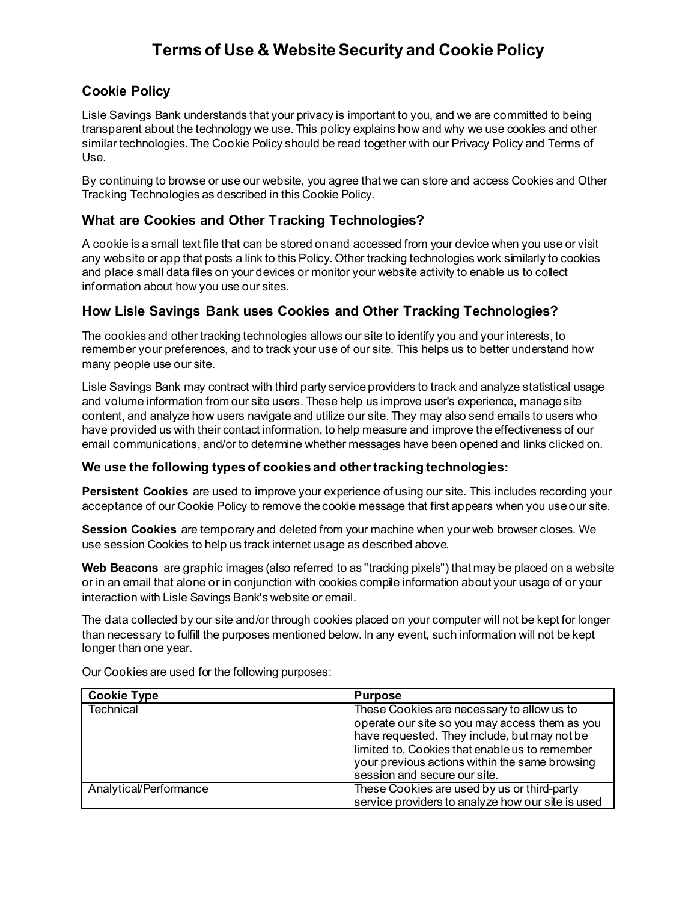# Terms of Use & Website Security and Cookie Policy

## Cookie Policy

Lisle Savings Bank understands that your privacy is important to you, and we are committed to being transparent about the technology we use. This policy explains how and why we use cookies and other similar technologies. The Cookie Policy should be read together with our Privacy Policy and Terms of Use.

By continuing to browse or use our website, you agree that we can store and access Cookies and Other Tracking Technologies as described in this Cookie Policy.

## What are Cookies and Other Tracking Technologies?

A cookie is a small text file that can be stored on and accessed from your device when you use or visit any website or app that posts a link to this Policy. Other tracking technologies work similarly to cookies and place small data files on your devices or monitor your website activity to enable us to collect information about how you use our sites.

## How Lisle Savings Bank uses Cookies and Other Tracking Technologies?

The cookies and other tracking technologies allows our site to identify you and your interests, to remember your preferences, and to track your use of our site. This helps us to better understand how many people use our site.

Lisle Savings Bank may contract with third party service providers to track and analyze statistical usage and volume information from our site users. These help us improve user's experience, manage site content, and analyze how users navigate and utilize our site. They may also send emails to users who have provided us with their contact information, to help measure and improve the effectiveness of our email communications, and/or to determine whether messages have been opened and links clicked on.

### We use the following types of cookies and other tracking technologies:

**Persistent Cookies** are used to improve your experience of using our site. This includes recording your acceptance of our Cookie Policy to remove the cookie message that first appears when you use our site.

**Session Cookies** are temporary and deleted from your machine when your web browser closes. We use session Cookies to help us track internet usage as described above.

**Web Beacons** are graphic images (also referred to as "tracking pixels") that may be placed on a website or in an email that alone or in conjunction with cookies compile information about your usage of or your interaction with Lisle Savings Bank's website or email.

The data collected by our site and/or through cookies placed on your computer will not be kept for longer than necessary to fulfill the purposes mentioned below. In any event, such information will not be kept longer than one year.

Our Cookies are used for the following purposes:

| Cookie Type | Purpose |
| --- | --- |
| Technical | These Cookies are necessary to allow us to operate our site so you may access them as you have requested. They include, but may not be limited to, Cookies that enable us to remember your previous actions within the same browsing session and secure our site. |
| Analytical/Performance | These Cookies are used by us or third-party service providers to analyze how our site is used |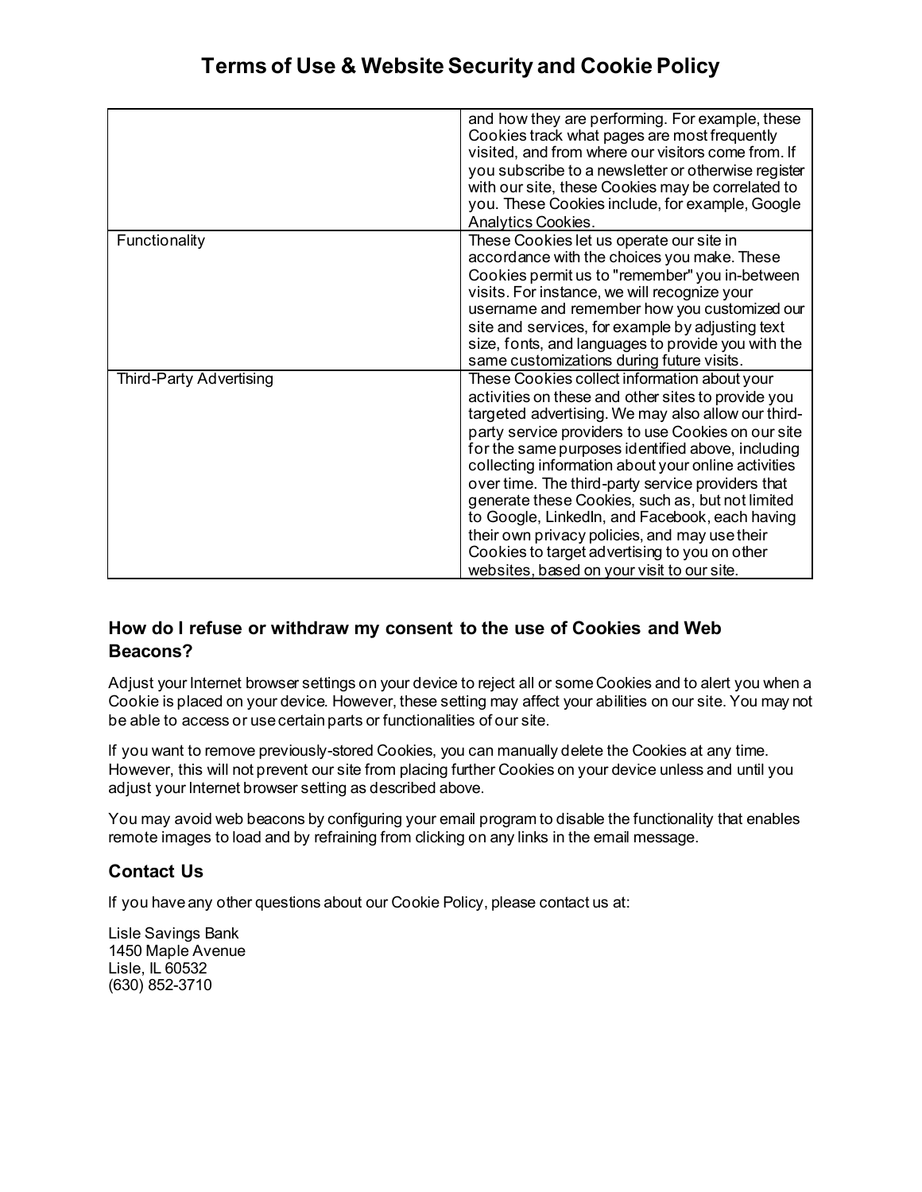| | |
|---|---|
| | and how they are performing. For example, these Cookies track what pages are most frequently visited, and from where our visitors come from. If you subscribe to a newsletter or otherwise register with our site, these Cookies may be correlated to you. These Cookies include, for example, Google Analytics Cookies. |
| Functionality | These Cookies let us operate our site in accordance with the choices you make. These Cookies permit us to "remember" you in-between visits. For instance, we will recognize your username and remember how you customized our site and services, for example by adjusting text size, fonts, and languages to provide you with the same customizations during future visits. |
| Third-Party Advertising | These Cookies collect information about your activities on these and other sites to provide you targeted advertising. We may also allow our third-party service providers to use Cookies on our site for the same purposes identified above, including collecting information about your online activities over time. The third-party service providers that generate these Cookies, such as, but not limited to Google, LinkedIn, and Facebook, each having their own privacy policies, and may use their Cookies to target advertising to you on other websites, based on your visit to our site. |

### How do I refuse or withdraw my consent to the use of Cookies and Web Beacons?

Adjust your Internet browser settings on your device to reject all or some Cookies and to alert you when a Cookie is placed on your device. However, these setting may affect your abilities on our site. You may not be able to access or use certain parts or functionalities of our site.

If you want to remove previously-stored Cookies, you can manually delete the Cookies at any time. However, this will not prevent our site from placing further Cookies on your device unless and until you adjust your Internet browser setting as described above.

You may avoid web beacons by configuring your email program to disable the functionality that enables remote images to load and by refraining from clicking on any links in the email message.

### Contact Us

If you have any other questions about our Cookie Policy, please contact us at:

Lisle Savings Bank
1450 Maple Avenue
Lisle, IL 60532
(630) 852-3710